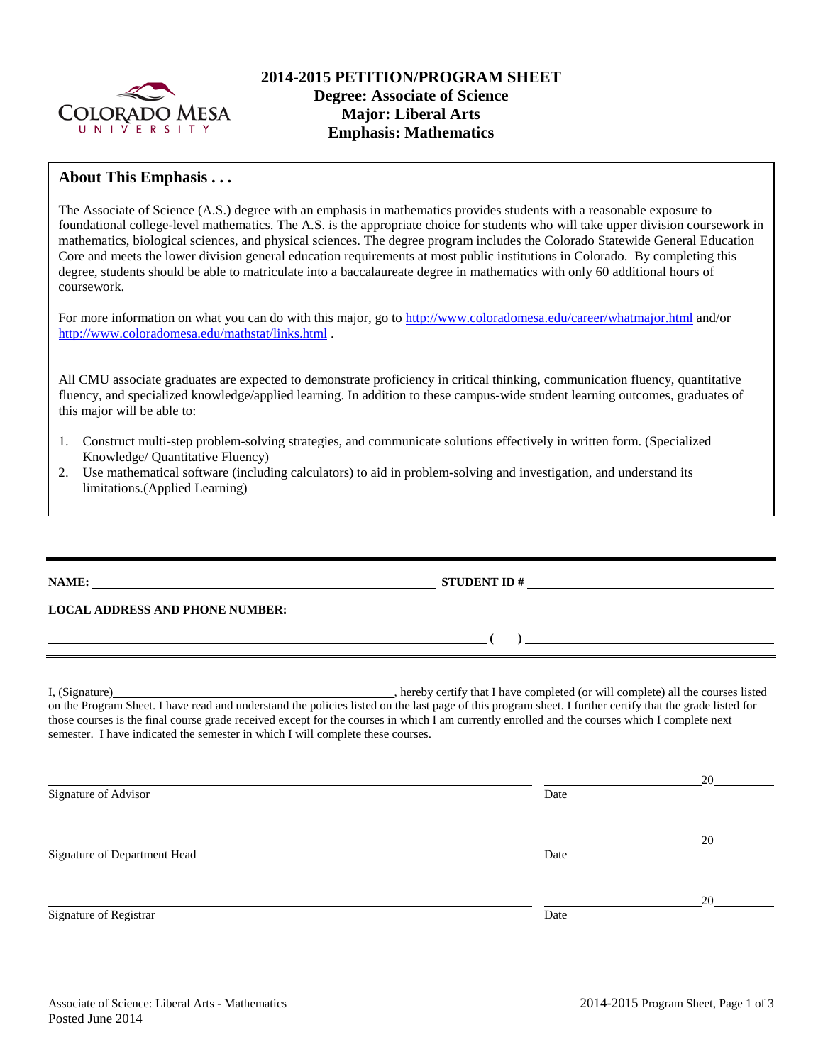# 2014-2015 PETITION/PROGRAM SHEET

## Degree: Associate of Science
## Major: Liberal Arts
## Emphasis: Mathematics

### About This Emphasis . . .

The Associate of Science (A.S.) degree with an emphasis in mathematics provides students with a reasonable exposure to foundational college-level mathematics. The A.S. is the appropriate choice for students who will take upper division coursework in mathematics, biological sciences, and physical sciences. The degree program includes the Colorado Statewide General Education Core and meets the lower division general education requirements at most public institutions in Colorado. By completing this degree, students should be able to matriculate into a baccalaureate degree in mathematics with only 60 additional hours of coursework.

For more information on what you can do with this major, go to http://www.coloradomesa.edu/career/whatmajor.html and/or http://www.coloradomesa.edu/mathstat/links.html .

All CMU associate graduates are expected to demonstrate proficiency in critical thinking, communication fluency, quantitative fluency, and specialized knowledge/applied learning. In addition to these campus-wide student learning outcomes, graduates of this major will be able to:

1. Construct multi-step problem-solving strategies, and communicate solutions effectively in written form. (Specialized Knowledge/ Quantitative Fluency)
2. Use mathematical software (including calculators) to aid in problem-solving and investigation, and understand its limitations.(Applied Learning)

---

**NAME:** ______________________________ **STUDENT ID #** ______________________________

**LOCAL ADDRESS AND PHONE NUMBER:** ______________________________

______________________________ **(   )** ______________________________

---

I, (Signature)______________________________, hereby certify that I have completed (or will complete) all the courses listed on the Program Sheet. I have read and understand the policies listed on the last page of this program sheet. I further certify that the grade listed for those courses is the final course grade received except for the courses in which I am currently enrolled and the courses which I complete next semester. I have indicated the semester in which I will complete these courses.

______________________________ ______________20______
Signature of Advisor Date

______________________________ ______________20______
Signature of Department Head Date

______________________________ ______________20______
Signature of Registrar Date

Associate of Science: Liberal Arts - Mathematics
Posted June 2014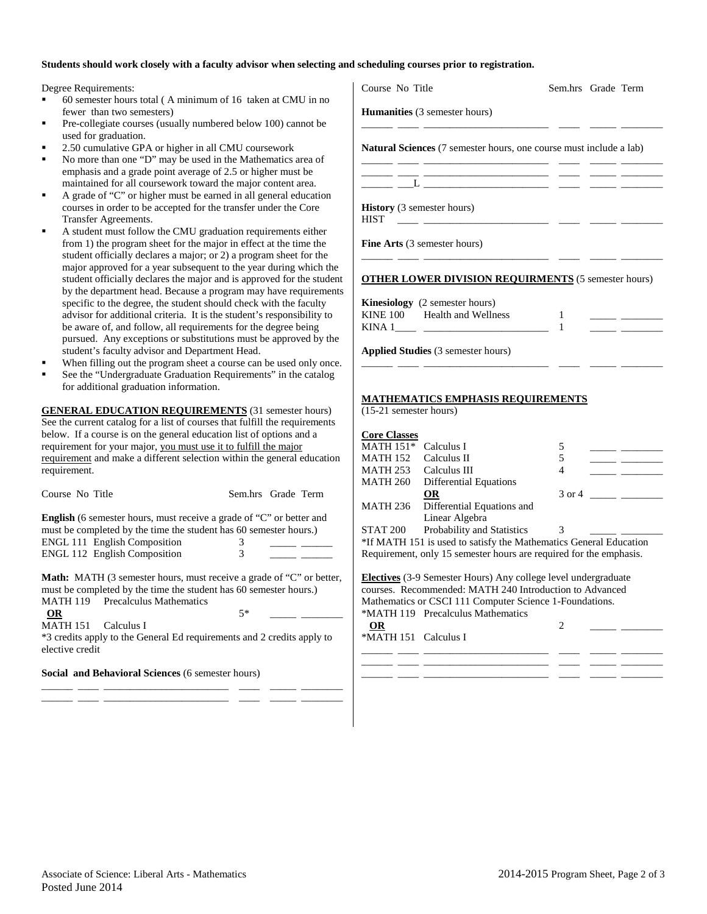**Students should work closely with a faculty advisor when selecting and scheduling courses prior to registration.**

Degree Requirements:

- 60 semester hours total ( A minimum of 16 taken at CMU in no fewer than two semesters)
- Pre-collegiate courses (usually numbered below 100) cannot be used for graduation.
- 2.50 cumulative GPA or higher in all CMU coursework
- No more than one "D" may be used in the Mathematics area of emphasis and a grade point average of 2.5 or higher must be maintained for all coursework toward the major content area.
- A grade of "C" or higher must be earned in all general education courses in order to be accepted for the transfer under the Core Transfer Agreements.
- A student must follow the CMU graduation requirements either from 1) the program sheet for the major in effect at the time the student officially declares a major; or 2) a program sheet for the major approved for a year subsequent to the year during which the student officially declares the major and is approved for the student by the department head. Because a program may have requirements specific to the degree, the student should check with the faculty advisor for additional criteria. It is the student's responsibility to be aware of, and follow, all requirements for the degree being pursued. Any exceptions or substitutions must be approved by the student's faculty advisor and Department Head.
- When filling out the program sheet a course can be used only once.
- See the "Undergraduate Graduation Requirements" in the catalog for additional graduation information.

**GENERAL EDUCATION REQUIREMENTS** (31 semester hours) See the current catalog for a list of courses that fulfill the requirements below. If a course is on the general education list of options and a requirement for your major, you must use it to fulfill the major requirement and make a different selection within the general education requirement.

| Course No | Title | Sem.hrs | Grade | Term |
|---|---|---|---|---|

**English** (6 semester hours, must receive a grade of "C" or better and must be completed by the time the student has 60 semester hours.)

| Course No | Title | Sem.hrs | Grade | Term |
|---|---|---|---|---|
| ENGL 111 | English Composition | 3 | _____ | ______ |
| ENGL 112 | English Composition | 3 | _____ | ______ |

**Math:** MATH (3 semester hours, must receive a grade of "C" or better, must be completed by the time the student has 60 semester hours.)

| Course No | Title | Sem.hrs | Grade | Term |
|---|---|---|---|---|
| MATH 119 | Precalculus Mathematics | | | |
| **OR** | | 5* | _____ | ________ |
| MATH 151 | Calculus I | | | |

*3 credits apply to the General Ed requirements and 2 credits apply to elective credit

**Social and Behavioral Sciences** (6 semester hours)

______ ____ _______________________ ____ _____ ________
______ ____ _______________________ ____ _____ ________

| Course No | Title | Sem.hrs | Grade | Term |
|---|---|---|---|---|

**Humanities** (3 semester hours)

______ ____ _______________________ ____ _____ ________

**Natural Sciences** (7 semester hours, one course must include a lab)

______ ____ _______________________ ____ _____ ________
______ ____ _______________________ ____ _____ ________
______ ___L _______________________ ____ _____ ________

**History** (3 semester hours)

HIST ____ _______________________ ____ _____ ________

**Fine Arts** (3 semester hours)

______ ____ _______________________ ____ _____ ________

**OTHER LOWER DIVISION REQUIRMENTS** (5 semester hours)

**Kinesiology** (2 semester hours)

| Course No | Title | Sem.hrs | Grade | Term |
|---|---|---|---|---|
| KINE 100 | Health and Wellness | 1 | _____ | ________ |
| KINA 1____ | ________________________ | 1 | _____ | ________ |

**Applied Studies** (3 semester hours)

______ ____ _______________________ ____ _____ ________

**MATHEMATICS EMPHASIS REQUIREMENTS**
(15-21 semester hours)

**Core Classes**

| Course No | Title | Sem.hrs | Grade | Term |
|---|---|---|---|---|
| MATH 151* | Calculus I | 5 | _____ | ________ |
| MATH 152 | Calculus II | 5 | _____ | ________ |
| MATH 253 | Calculus III | 4 | _____ | ________ |
| MATH 260 | Differential Equations | | | |
| | **OR** | 3 or 4 | _____ | ________ |
| MATH 236 | Differential Equations and Linear Algebra | | | |
| STAT 200 | Probability and Statistics | 3 | _____ | ________ |

*If MATH 151 is used to satisfy the Mathematics General Education Requirement, only 15 semester hours are required for the emphasis.

**Electives** (3-9 Semester Hours) Any college level undergraduate courses. Recommended: MATH 240 Introduction to Advanced Mathematics or CSCI 111 Computer Science 1-Foundations.

| Course No | Title | Sem.hrs | Grade | Term |
|---|---|---|---|---|
| *MATH 119 | Precalculus Mathematics | | | |
| **OR** | | 2 | _____ | ________ |
| *MATH 151 | Calculus I | | | |

______ ____ _______________________ ____ _____ ________
______ ____ _______________________ ____ _____ ________
______ ____ _______________________ ____ _____ ________

Associate of Science: Liberal Arts - Mathematics
Posted June 2014

2014-2015 Program Sheet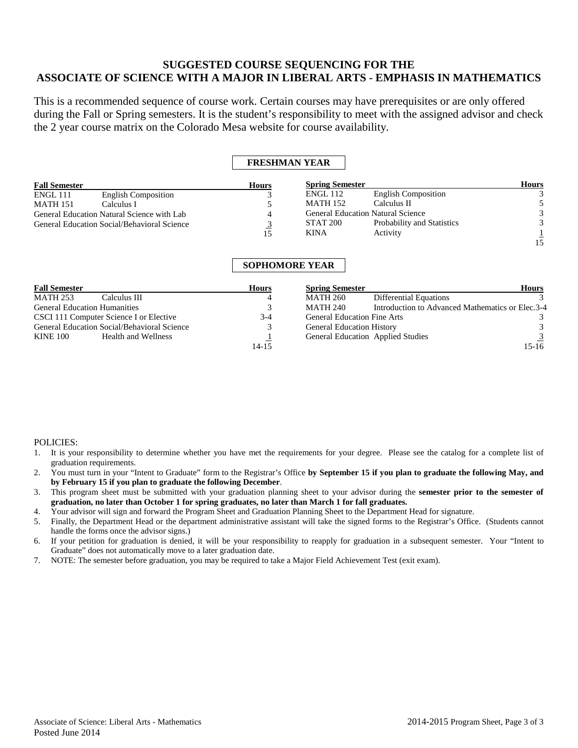## SUGGESTED COURSE SEQUENCING FOR THE ASSOCIATE OF SCIENCE WITH A MAJOR IN LIBERAL ARTS - EMPHASIS IN MATHEMATICS

This is a recommended sequence of course work. Certain courses may have prerequisites or are only offered during the Fall or Spring semesters. It is the student's responsibility to meet with the assigned advisor and check the 2 year course matrix on the Colorado Mesa website for course availability.

### FRESHMAN YEAR

| Fall Semester | | Hours |
|---|---|---|
| ENGL 111 | English Composition | 3 |
| MATH 151 | Calculus I | 5 |
| General Education Natural Science with Lab | | 4 |
| General Education Social/Behavioral Science | | 3 |
| | | 15 |

| Spring Semester | | Hours |
|---|---|---|
| ENGL 112 | English Composition | 3 |
| MATH 152 | Calculus II | 5 |
| General Education Natural Science | | 3 |
| STAT 200 | Probability and Statistics | 3 |
| KINA | Activity | 1 |
| | | 15 |

### SOPHOMORE YEAR

| Fall Semester | | Hours |
|---|---|---|
| MATH 253 | Calculus III | 4 |
| General Education Humanities | | 3 |
| CSCI 111 Computer Science I or Elective | | 3-4 |
| General Education Social/Behavioral Science | | 3 |
| KINE 100 | Health and Wellness | 1 |
| | | 14-15 |

| Spring Semester | | Hours |
|---|---|---|
| MATH 260 | Differential Equations | 3 |
| MATH 240 | Introduction to Advanced Mathematics or Elec. | 3-4 |
| General Education Fine Arts | | 3 |
| General Education History | | 3 |
| General Education Applied Studies | | 3 |
| | | 15-16 |

POLICIES:

1. It is your responsibility to determine whether you have met the requirements for your degree. Please see the catalog for a complete list of graduation requirements.
2. You must turn in your "Intent to Graduate" form to the Registrar's Office **by September 15 if you plan to graduate the following May, and by February 15 if you plan to graduate the following December**.
3. This program sheet must be submitted with your graduation planning sheet to your advisor during the **semester prior to the semester of graduation, no later than October 1 for spring graduates, no later than March 1 for fall graduates.**
4. Your advisor will sign and forward the Program Sheet and Graduation Planning Sheet to the Department Head for signature.
5. Finally, the Department Head or the department administrative assistant will take the signed forms to the Registrar's Office. (Students cannot handle the forms once the advisor signs.)
6. If your petition for graduation is denied, it will be your responsibility to reapply for graduation in a subsequent semester. Your "Intent to Graduate" does not automatically move to a later graduation date.
7. NOTE: The semester before graduation, you may be required to take a Major Field Achievement Test (exit exam).

Associate of Science: Liberal Arts - Mathematics
Posted June 2014